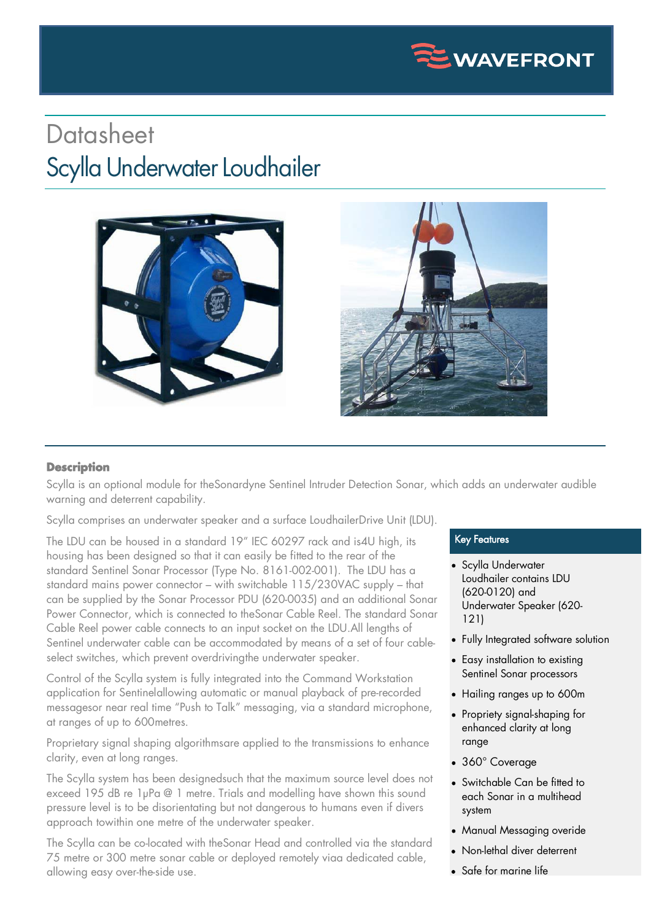# Datasheet

# Scylla Underwater Loudhailer

## Description

Scylla is an optional module for theSonardyne Sentinel Intruder Detection Sonar, which adds an underwater audible warning and deterrent capability.

Scylla comprises an underwater speaker and a surface LoudhailerDrive Unit (LDU).

The LDU can be housed in a standard 19" IEC 60297 rack and is4U high, its housing has been designed so that it can easily be fitted to the rear of the standard Sentinel Sonar Processor (Type No. 8161-002-001). The LDU has a standard mains power connector – with switchable 115/230VAC supply – that can be supplied by the Sonar Processor PDU (620-0035) and an additional Sonar Power Connector, which is connected to theSonar Cable Reel. The standard Sonar Cable Reel power cable connects to an input socket on the LDU.All lengths of Sentinel underwater cable can be accommodated by means of a set of four cable-select switches, which prevent overdrivingthe underwater speaker.

Control of the Scylla system is fully integrated into the Command Workstation application for Sentinelallowing automatic or manual playback of pre-recorded messagesor near real time "Push to Talk" messaging, via a standard microphone, at ranges of up to 600metres.

Proprietary signal shaping algorithmsare applied to the transmissions to enhance clarity, even at long ranges.

The Scylla system has been designedsuch that the maximum source level does not exceed 195 dB re 1μPa @ 1 metre. Trials and modelling have shown this sound pressure level is to be disorientating but not dangerous to humans even if divers approach towithin one metre of the underwater speaker.

The Scylla can be co-located with theSonar Head and controlled via the standard 75 metre or 300 metre sonar cable or deployed remotely viaa dedicated cable, allowing easy over-the-side use.

## Key Features

- Scylla Underwater Loudhailer contains LDU (620-0120) and Underwater Speaker (620-121)
- Fully Integrated software solution
- Easy installation to existing Sentinel Sonar processors
- Hailing ranges up to 600m
- Propriety signal-shaping for enhanced clarity at long range
- 360° Coverage
- Switchable Can be fitted to each Sonar in a multihead system
- Manual Messaging overide
- Non-lethal diver deterrent
- Safe for marine life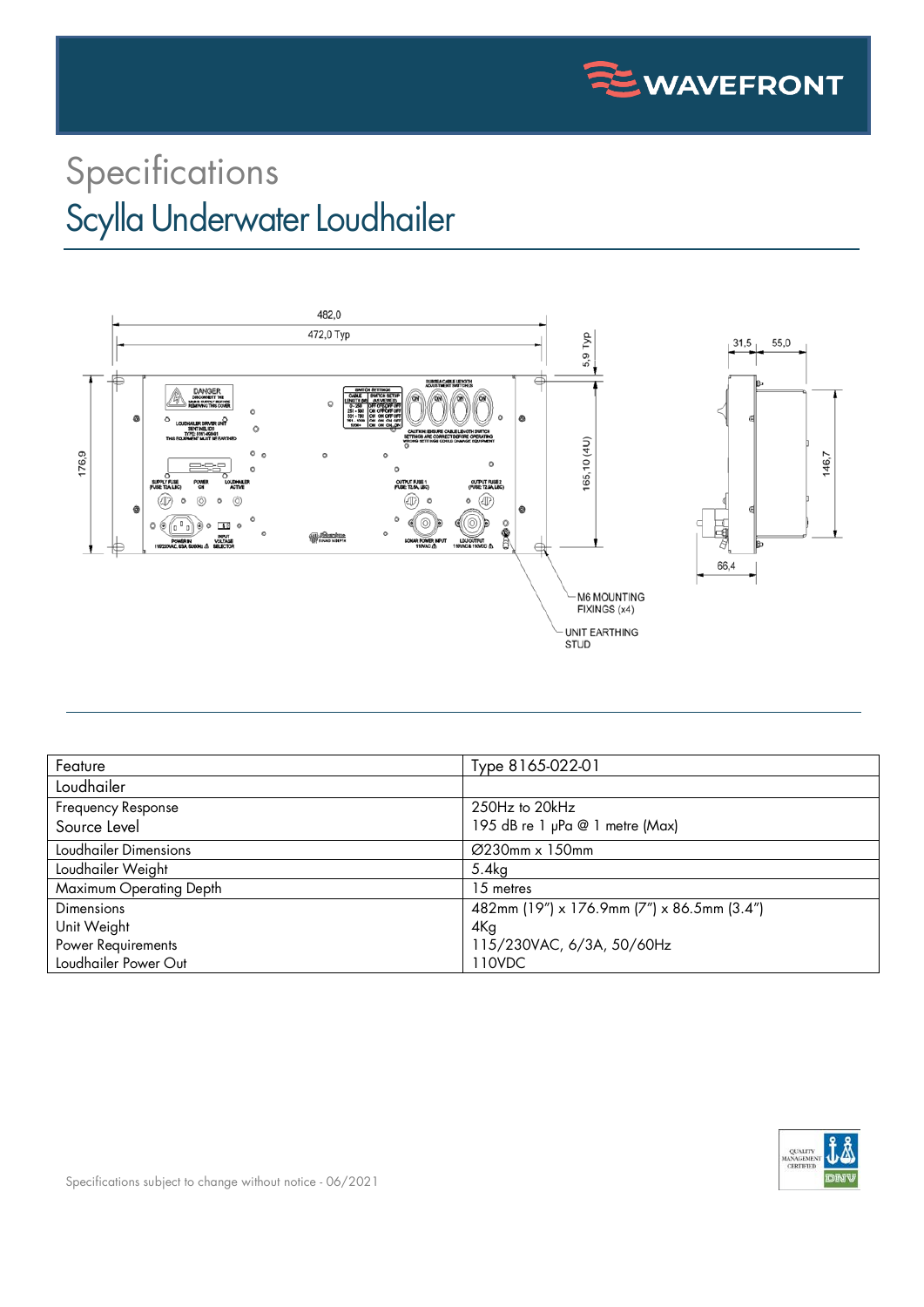# Specifications

## Scylla Underwater Loudhailer

482,0

472,0 Typ

5,9 Typ

176,9

165,10 (4U)

31,5

55,0

146,7

66,4

M6 MOUNTING FIXINGS (x4)

UNIT EARTHING STUD

| Feature | Type 8165-022-01 |
|---|---|
| Loudhailer | |
| Frequency Response<br>Source Level | 250Hz to 20kHz<br>195 dB re 1 μPa @ 1 metre (Max) |
| Loudhailer Dimensions | Ø230mm x 150mm |
| Loudhailer Weight | 5.4kg |
| Maximum Operating Depth | 15 metres |
| Dimensions<br>Unit Weight<br>Power Requirements<br>Loudhailer Power Out | 482mm (19") x 176.9mm (7") x 86.5mm (3.4")<br>4Kg<br>115/230VAC, 6/3A, 50/60Hz<br>110VDC |

Specifications subject to change without notice - 06/2021